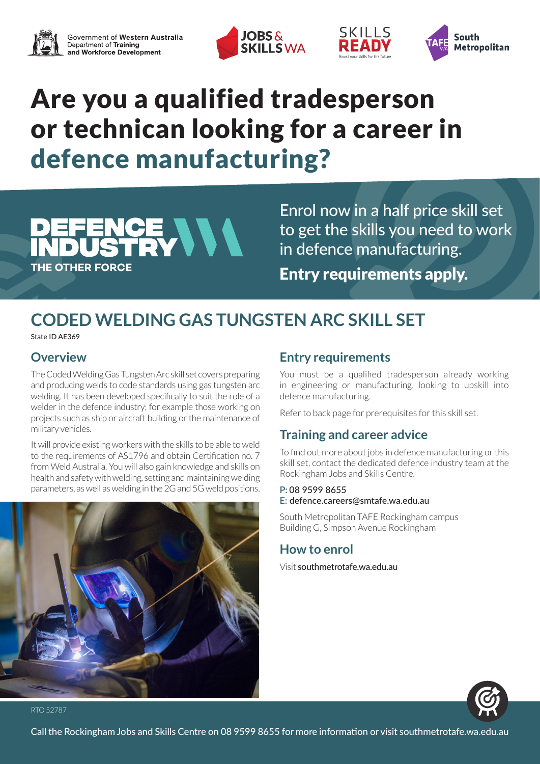Government of Western Australia
Department of Training and Workforce Development

JOBS & SKILLS WA

SKILLS READY
Boost your skills for the future

TAFE WA South Metropolitan

# Are you a qualified tradesperson or technican looking for a career in defence manufacturing?

DEFENCE INDUSTRY
THE OTHER FORCE

Enrol now in a half price skill set to get the skills you need to work in defence manufacturing.

**Entry requirements apply.**

## CODED WELDING GAS TUNGSTEN ARC SKILL SET

State ID AE369

### Overview

The Coded Welding Gas Tungsten Arc skill set covers preparing and producing welds to code standards using gas tungsten arc welding. It has been developed specifically to suit the role of a welder in the defence industry; for example those working on projects such as ship or aircraft building or the maintenance of military vehicles.

It will provide existing workers with the skills to be able to weld to the requirements of AS1796 and obtain Certification no. 7 from Weld Australia. You will also gain knowledge and skills on health and safety with welding, setting and maintaining welding parameters, as well as welding in the 2G and 5G weld positions.

### Entry requirements

You must be a qualified tradesperson already working in engineering or manufacturing, looking to upskill into defence manufacturing.

Refer to back page for prerequisites for this skill set.

### Training and career advice

To find out more about jobs in defence manufacturing or this skill set, contact the dedicated defence industry team at the Rockingham Jobs and Skills Centre.

P: 08 9599 8655
E: defence.careers@smtafe.wa.edu.au

South Metropolitan TAFE Rockingham campus
Building G, Simpson Avenue Rockingham

### How to enrol

Visit southmetrotafe.wa.edu.au

RTO 52787

Call the Rockingham Jobs and Skills Centre on 08 9599 8655 for more information or visit southmetrotafe.wa.edu.au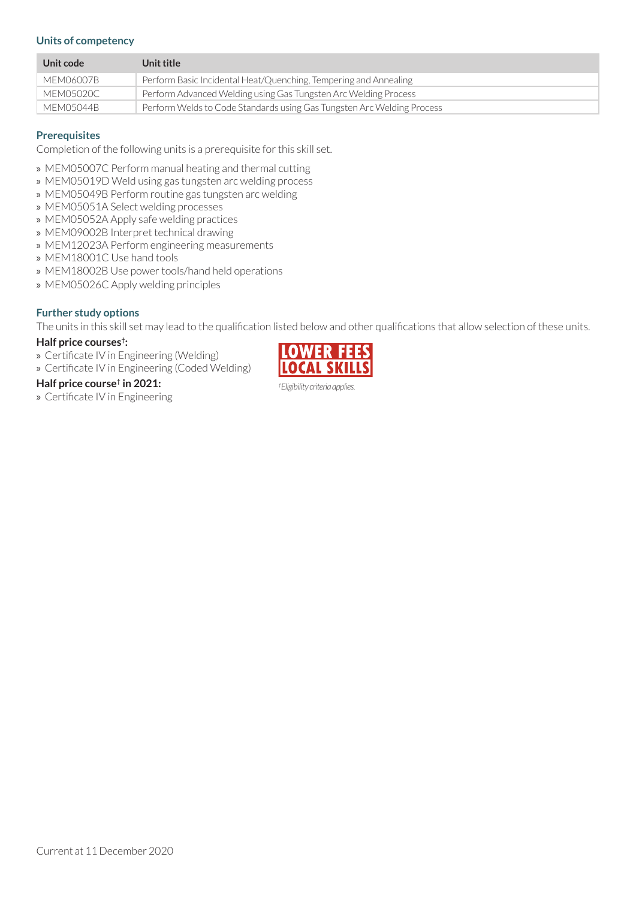### Units of competency

| Unit code | Unit title |
|---|---|
| MEM06007B | Perform Basic Incidental Heat/Quenching, Tempering and Annealing |
| MEM05020C | Perform Advanced Welding using Gas Tungsten Arc Welding Process |
| MEM05044B | Perform Welds to Code Standards using Gas Tungsten Arc Welding Process |

### Prerequisites

Completion of the following units is a prerequisite for this skill set.

- MEM05007C Perform manual heating and thermal cutting
- MEM05019D Weld using gas tungsten arc welding process
- MEM05049B Perform routine gas tungsten arc welding
- MEM05051A Select welding processes
- MEM05052A Apply safe welding practices
- MEM09002B Interpret technical drawing
- MEM12023A Perform engineering measurements
- MEM18001C Use hand tools
- MEM18002B Use power tools/hand held operations
- MEM05026C Apply welding principles

### Further study options

The units in this skill set may lead to the qualification listed below and other qualifications that allow selection of these units.

**Half price courses†:**

- Certificate IV in Engineering (Welding)
- Certificate IV in Engineering (Coded Welding)

**Half price course† in 2021:**

- Certificate IV in Engineering

LOWER FEES LOCAL SKILLS

*†Eligibility criteria applies.*

Current at 11 December 2020